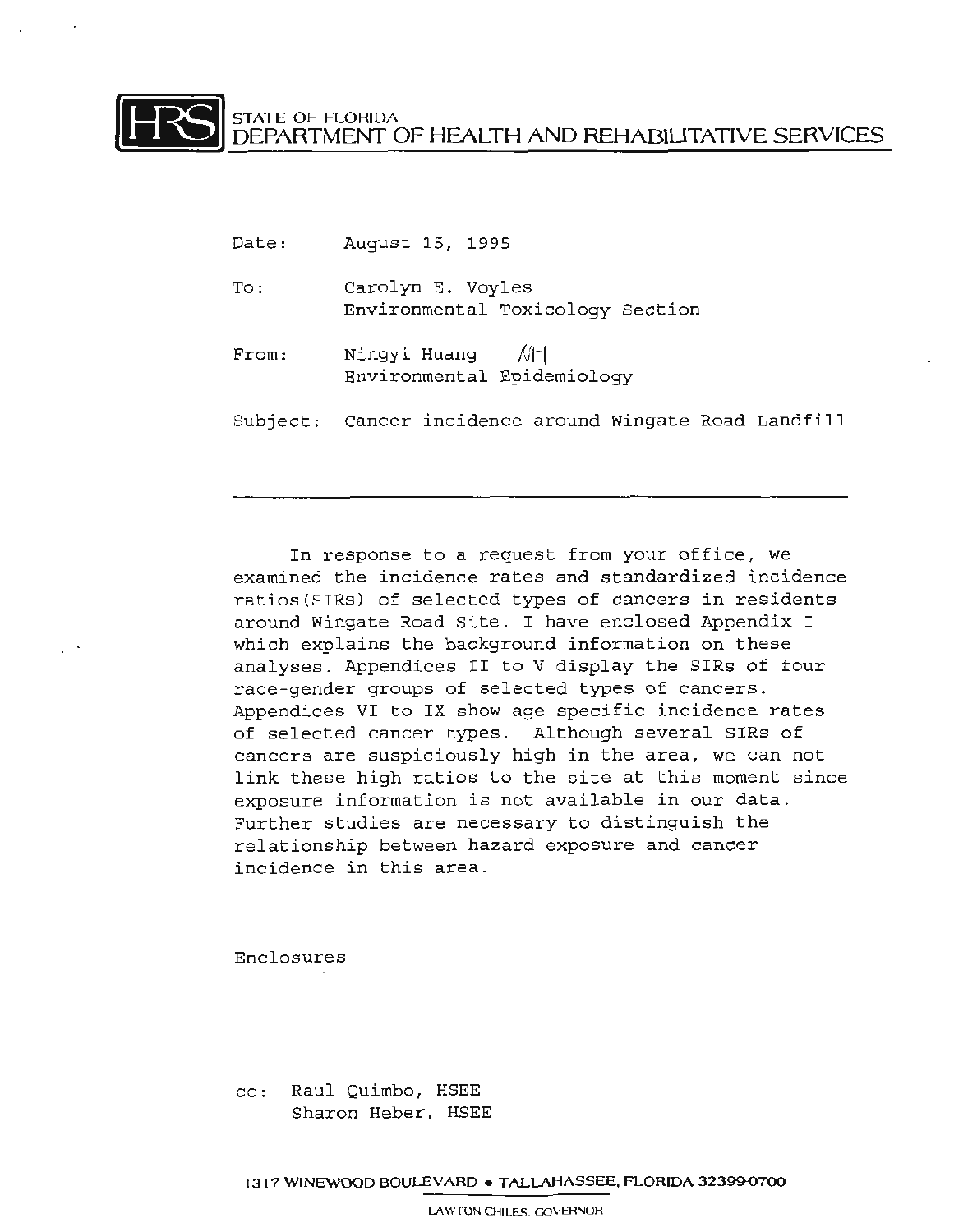HRS STATE OF FLORIDA
DEPARTMENT OF HEALTH AND REHABILITATIVE SERVICES

Date: August 15, 1995

To: Carolyn E. Voyles
Environmental Toxicology Section

From: Ningyi Huang NH
Environmental Epidemiology

Subject: Cancer incidence around Wingate Road Landfill

---

In response to a request from your office, we examined the incidence rates and standardized incidence ratios(SIRs) of selected types of cancers in residents around Wingate Road Site. I have enclosed Appendix I which explains the background information on these analyses. Appendices II to V display the SIRs of four race-gender groups of selected types of cancers. Appendices VI to IX show age specific incidence rates of selected cancer types. Although several SIRs of cancers are suspiciously high in the area, we can not link these high ratios to the site at this moment since exposure information is not available in our data. Further studies are necessary to distinguish the relationship between hazard exposure and cancer incidence in this area.

Enclosures

cc: Raul Quimbo, HSEE
Sharon Heber, HSEE

1317 WINEWOOD BOULEVARD • TALLAHASSEE, FLORIDA 32399-0700

LAWTON CHILES, GOVERNOR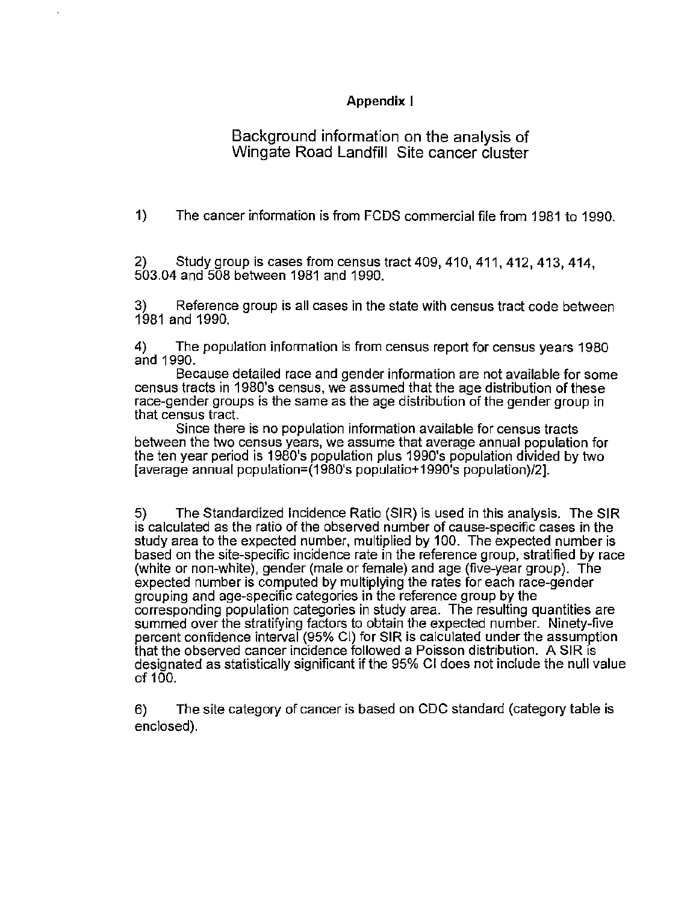**Appendix I**

## Background information on the analysis of Wingate Road Landfill Site cancer cluster

1) The cancer information is from FCDS commercial file from 1981 to 1990.

2) Study group is cases from census tract 409, 410, 411, 412, 413, 414, 503.04 and 508 between 1981 and 1990.

3) Reference group is all cases in the state with census tract code between 1981 and 1990.

4) The population information is from census report for census years 1980 and 1990.

Because detailed race and gender information are not available for some census tracts in 1980's census, we assumed that the age distribution of these race-gender groups is the same as the age distribution of the gender group in that census tract.

Since there is no population information available for census tracts between the two census years, we assume that average annual population for the ten year period is 1980's population plus 1990's population divided by two [average annual population=(1980's populatio+1990's population)/2].

5) The Standardized Incidence Ratio (SIR) is used in this analysis. The SIR is calculated as the ratio of the observed number of cause-specific cases in the study area to the expected number, multiplied by 100. The expected number is based on the site-specific incidence rate in the reference group, stratified by race (white or non-white), gender (male or female) and age (five-year group). The expected number is computed by multiplying the rates for each race-gender grouping and age-specific categories in the reference group by the corresponding population categories in study area. The resulting quantities are summed over the stratifying factors to obtain the expected number. Ninety-five percent confidence interval (95% CI) for SIR is calculated under the assumption that the observed cancer incidence followed a Poisson distribution. A SIR is designated as statistically significant if the 95% CI does not include the null value of 100.

6) The site category of cancer is based on CDC standard (category table is enclosed).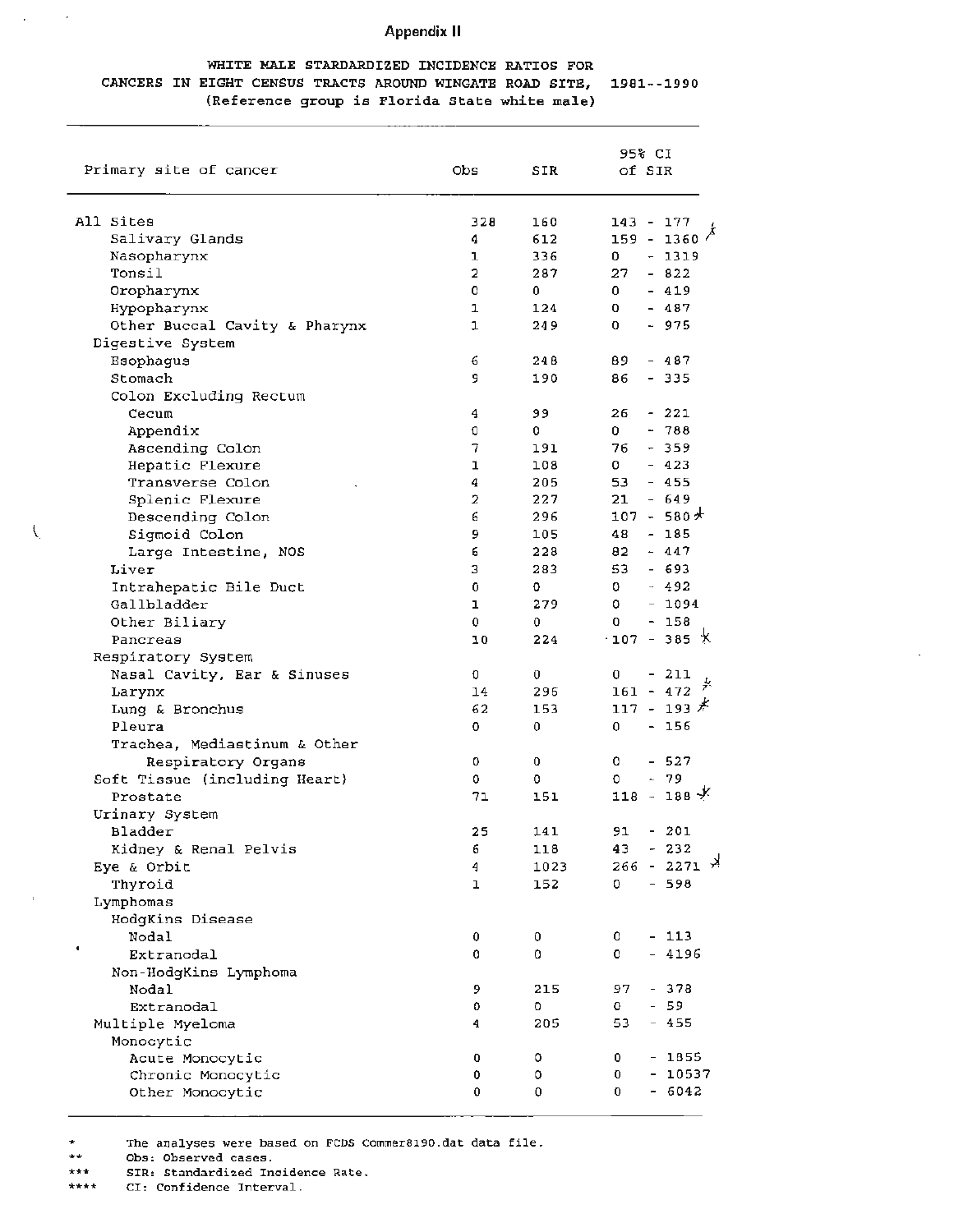## Appendix II

**WHITE MALE STARDARDIZED INCIDENCE RATIOS FOR CANCERS IN EIGHT CENSUS TRACTS AROUND WINGATE ROAD SITE, 1981--1990 (Reference group is Florida State white male)**

| Primary site of cancer | Obs | SIR | 95% CI of SIR |
|---|---|---|---|
| All Sites | 328 | 160 | 143 - 177 |
| Salivary Glands | 4 | 612 | 159 - 1360 |
| Nasopharynx | 1 | 336 | 0 - 1319 |
| Tonsil | 2 | 287 | 27 - 822 |
| Oropharynx | 0 | 0 | 0 - 419 |
| Hypopharynx | 1 | 124 | 0 - 487 |
| Other Buccal Cavity & Pharynx | 1 | 249 | 0 - 975 |
| Digestive System | | | |
| Esophagus | 6 | 248 | 89 - 487 |
| Stomach | 9 | 190 | 86 - 335 |
| Colon Excluding Rectum | | | |
| Cecum | 4 | 99 | 26 - 221 |
| Appendix | 0 | 0 | 0 - 788 |
| Ascending Colon | 7 | 191 | 76 - 359 |
| Hepatic Flexure | 1 | 108 | 0 - 423 |
| Transverse Colon | 4 | 205 | 53 - 455 |
| Splenic Flexure | 2 | 227 | 21 - 649 |
| Descending Colon | 6 | 296 | 107 - 580 |
| Sigmoid Colon | 9 | 105 | 48 - 185 |
| Large Intestine, NOS | 6 | 228 | 82 - 447 |
| Liver | 3 | 283 | 53 - 693 |
| Intrahepatic Bile Duct | 0 | 0 | 0 - 492 |
| Gallbladder | 1 | 279 | 0 - 1094 |
| Other Biliary | 0 | 0 | 0 - 158 |
| Pancreas | 10 | 224 | 107 - 385 |
| Respiratory System | | | |
| Nasal Cavity, Ear & Sinuses | 0 | 0 | 0 - 211 |
| Larynx | 14 | 296 | 161 - 472 |
| Lung & Bronchus | 62 | 153 | 117 - 193 |
| Pleura | 0 | 0 | 0 - 156 |
| Trachea, Mediastinum & Other Respiratory Organs | 0 | 0 | 0 - 527 |
| Soft Tissue (including Heart) | 0 | 0 | 0 - 79 |
| Prostate | 71 | 151 | 118 - 188 |
| Urinary System | | | |
| Bladder | 25 | 141 | 91 - 201 |
| Kidney & Renal Pelvis | 6 | 118 | 43 - 232 |
| Eye & Orbit | 4 | 1023 | 266 - 2271 |
| Thyroid | 1 | 152 | 0 - 598 |
| Lymphomas | | | |
| HodgKins Disease | | | |
| Nodal | 0 | 0 | 0 - 113 |
| Extranodal | 0 | 0 | 0 - 4196 |
| Non-HodgKins Lymphoma | | | |
| Nodal | 9 | 215 | 97 - 378 |
| Extranodal | 0 | 0 | 0 - 59 |
| Multiple Myeloma | 4 | 205 | 53 - 455 |
| Monocytic | | | |
| Acute Monocytic | 0 | 0 | 0 - 1855 |
| Chronic Monocytic | 0 | 0 | 0 - 10537 |
| Other Monocytic | 0 | 0 | 0 - 6042 |

\* The analyses were based on FCDS Commer8190.dat data file.
\*\* Obs: Observed cases.
\*\*\* SIR: Standardized Incidence Rate.
\*\*\*\* CI: Confidence Interval.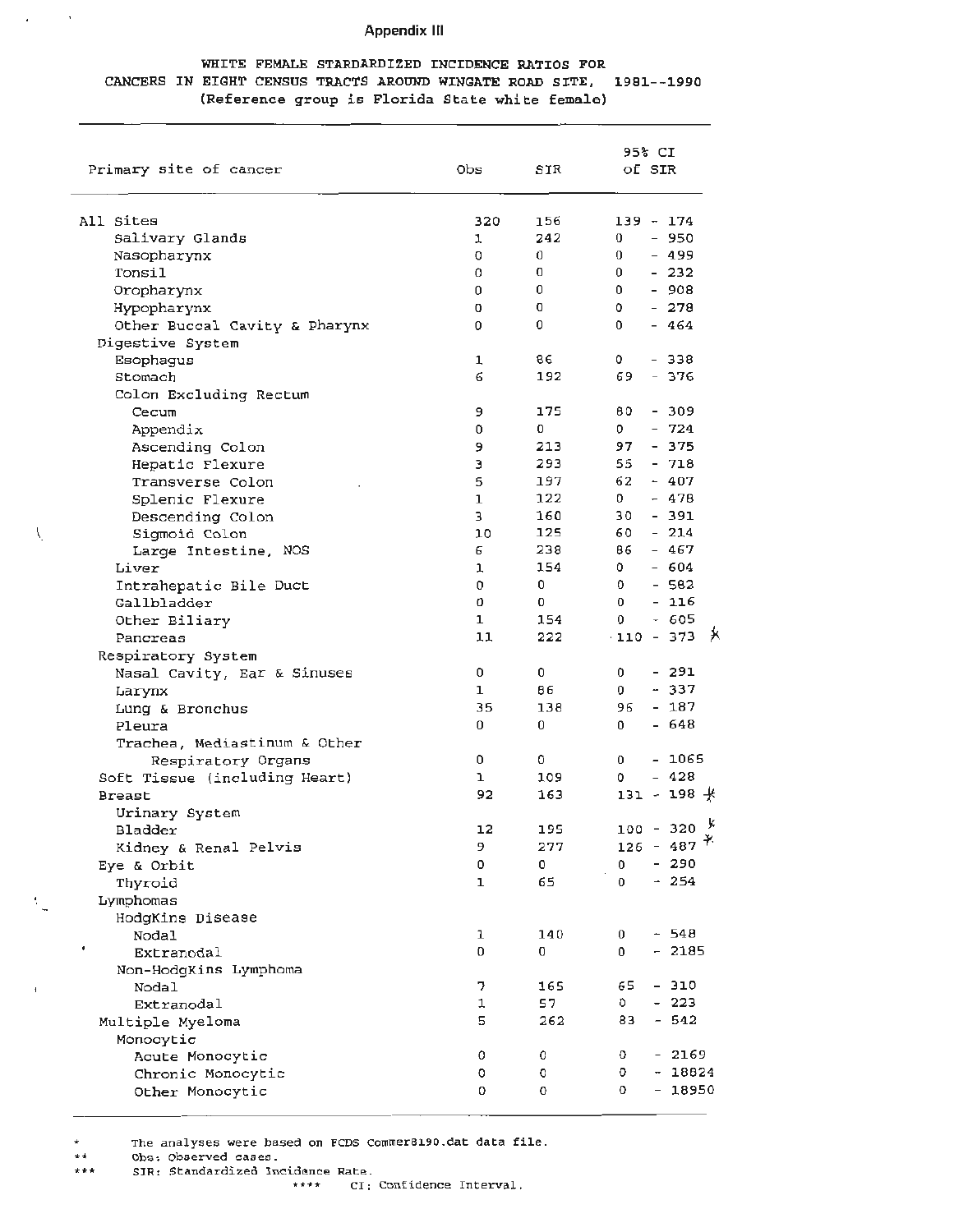## Appendix III

WHITE FEMALE STANDARDIZED INCIDENCE RATIOS FOR CANCERS IN EIGHT CENSUS TRACTS AROUND WINGATE ROAD SITE, 1981--1990
(Reference group is Florida State white female)

| Primary site of cancer | Obs | SIR | 95% CI of SIR |
|---|---|---|---|
| All Sites | 320 | 156 | 139 - 174 |
| Salivary Glands | 1 | 242 | 0 - 950 |
| Nasopharynx | 0 | 0 | 0 - 499 |
| Tonsil | 0 | 0 | 0 - 232 |
| Oropharynx | 0 | 0 | 0 - 908 |
| Hypopharynx | 0 | 0 | 0 - 278 |
| Other Buccal Cavity & Pharynx | 0 | 0 | 0 - 464 |
| Digestive System | | | |
| Esophagus | 1 | 86 | 0 - 338 |
| Stomach | 6 | 192 | 69 - 376 |
| Colon Excluding Rectum | | | |
| Cecum | 9 | 175 | 80 - 309 |
| Appendix | 0 | 0 | 0 - 724 |
| Ascending Colon | 9 | 213 | 97 - 375 |
| Hepatic Flexure | 3 | 293 | 55 - 718 |
| Transverse Colon | 5 | 197 | 62 - 407 |
| Splenic Flexure | 1 | 122 | 0 - 478 |
| Descending Colon | 3 | 160 | 30 - 391 |
| Sigmoid Colon | 10 | 125 | 60 - 214 |
| Large Intestine, NOS | 6 | 238 | 86 - 467 |
| Liver | 1 | 154 | 0 - 604 |
| Intrahepatic Bile Duct | 0 | 0 | 0 - 582 |
| Gallbladder | 0 | 0 | 0 - 116 |
| Other Biliary | 1 | 154 | 0 - 605 |
| Pancreas | 11 | 222 | 110 - 373 * |
| Respiratory System | | | |
| Nasal Cavity, Ear & Sinuses | 0 | 0 | 0 - 291 |
| Larynx | 1 | 86 | 0 - 337 |
| Lung & Bronchus | 35 | 138 | 96 - 187 |
| Pleura | 0 | 0 | 0 - 648 |
| Trachea, Mediastinum & Other Respiratory Organs | 0 | 0 | 0 - 1065 |
| Soft Tissue (including Heart) | 1 | 109 | 0 - 428 |
| Breast | 92 | 163 | 131 - 198 * |
| Urinary System | | | |
| Bladder | 12 | 195 | 100 - 320 * |
| Kidney & Renal Pelvis | 9 | 277 | 126 - 487 * |
| Eye & Orbit | 0 | 0 | 0 - 290 |
| Thyroid | 1 | 65 | 0 - 254 |
| Lymphomas | | | |
| Hodgkins Disease | | | |
| Nodal | 1 | 140 | 0 - 548 |
| Extranodal | 0 | 0 | 0 - 2185 |
| Non-Hodgkins Lymphoma | | | |
| Nodal | 7 | 165 | 65 - 310 |
| Extranodal | 1 | 57 | 0 - 223 |
| Multiple Myeloma | 5 | 262 | 83 - 542 |
| Monocytic | | | |
| Acute Monocytic | 0 | 0 | 0 - 2169 |
| Chronic Monocytic | 0 | 0 | 0 - 18824 |
| Other Monocytic | 0 | 0 | 0 - 18950 |

\* The analyses were based on FCDS Commer8190.dat data file.
\** Obs: Observed cases.
\*** SIR: Standardized Incidence Rate.
\**** CI: Confidence Interval.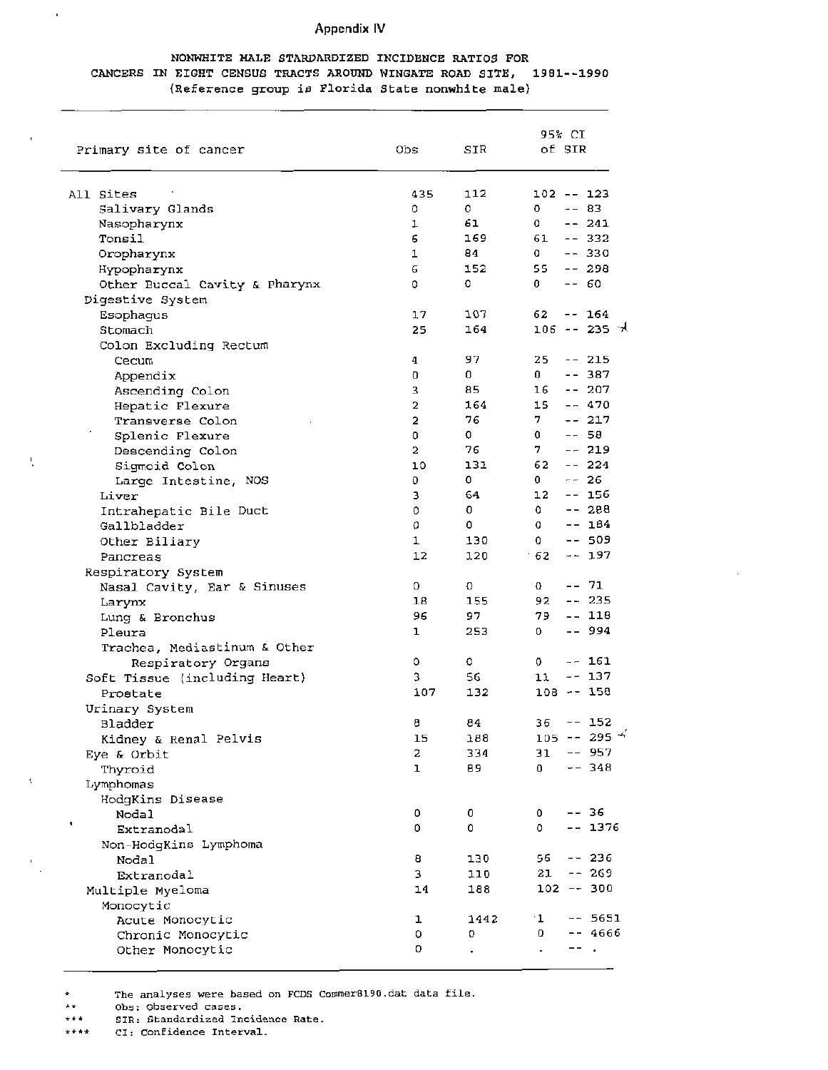Appendix IV

NONWHITE MALE STANDARDIZED INCIDENCE RATIOS FOR CANCERS IN EIGHT CENSUS TRACTS AROUND WINGATE ROAD SITE, 1981--1990
(Reference group is Florida State nonwhite male)

| Primary site of cancer | Obs | SIR | 95% CI of SIR |
|---|---|---|---|
| All Sites | 435 | 112 | 102 -- 123 |
| Salivary Glands | 0 | 0 | 0 -- 83 |
| Nasopharynx | 1 | 61 | 0 -- 241 |
| Tonsil | 6 | 169 | 61 -- 332 |
| Oropharynx | 1 | 84 | 0 -- 330 |
| Hypopharynx | 6 | 152 | 55 -- 298 |
| Other Buccal Cavity & Pharynx | 0 | 0 | 0 -- 60 |
| Digestive System | | | |
| Esophagus | 17 | 107 | 62 -- 164 |
| Stomach | 25 | 164 | 106 -- 235 |
| Colon Excluding Rectum | | | |
| Cecum | 4 | 97 | 25 -- 215 |
| Appendix | 0 | 0 | 0 -- 387 |
| Ascending Colon | 3 | 85 | 16 -- 207 |
| Hepatic Flexure | 2 | 164 | 15 -- 470 |
| Transverse Colon | 2 | 76 | 7 -- 217 |
| Splenic Flexure | 0 | 0 | 0 -- 58 |
| Descending Colon | 2 | 76 | 7 -- 219 |
| Sigmoid Colon | 10 | 131 | 62 -- 224 |
| Large Intestine, NOS | 0 | 0 | 0 -- 26 |
| Liver | 3 | 64 | 12 -- 156 |
| Intrahepatic Bile Duct | 0 | 0 | 0 -- 288 |
| Gallbladder | 0 | 0 | 0 -- 184 |
| Other Biliary | 1 | 130 | 0 -- 509 |
| Pancreas | 12 | 120 | 62 -- 197 |
| Respiratory System | | | |
| Nasal Cavity, Ear & Sinuses | 0 | 0 | 0 -- 71 |
| Larynx | 18 | 155 | 92 -- 235 |
| Lung & Bronchus | 96 | 97 | 79 -- 118 |
| Pleura | 1 | 253 | 0 -- 994 |
| Trachea, Mediastinum & Other Respiratory Organs | 0 | 0 | 0 -- 161 |
| Soft Tissue (including Heart) | 3 | 56 | 11 -- 137 |
| Prostate | 107 | 132 | 108 -- 158 |
| Urinary System | | | |
| Bladder | 8 | 84 | 36 -- 152 |
| Kidney & Renal Pelvis | 15 | 188 | 105 -- 295 |
| Eye & Orbit | 2 | 334 | 31 -- 957 |
| Thyroid | 1 | 89 | 0 -- 348 |
| Lymphomas | | | |
| HodgKins Disease | | | |
| Nodal | 0 | 0 | 0 -- 36 |
| Extranodal | 0 | 0 | 0 -- 1376 |
| Non-HodgKins Lymphoma | | | |
| Nodal | 8 | 130 | 56 -- 236 |
| Extranodal | 3 | 110 | 21 -- 269 |
| Multiple Myeloma | 14 | 188 | 102 -- 300 |
| Monocytic | | | |
| Acute Monocytic | 1 | 1442 | 1 -- 5651 |
| Chronic Monocytic | 0 | 0 | 0 -- 4666 |
| Other Monocytic | 0 | . | . -- . |

\* The analyses were based on FCDS Commer8190.dat data file.
\*\* Obs: Observed cases.
\*\*\* SIR: Standardized Incidence Rate.
\*\*\*\* CI: Confidence Interval.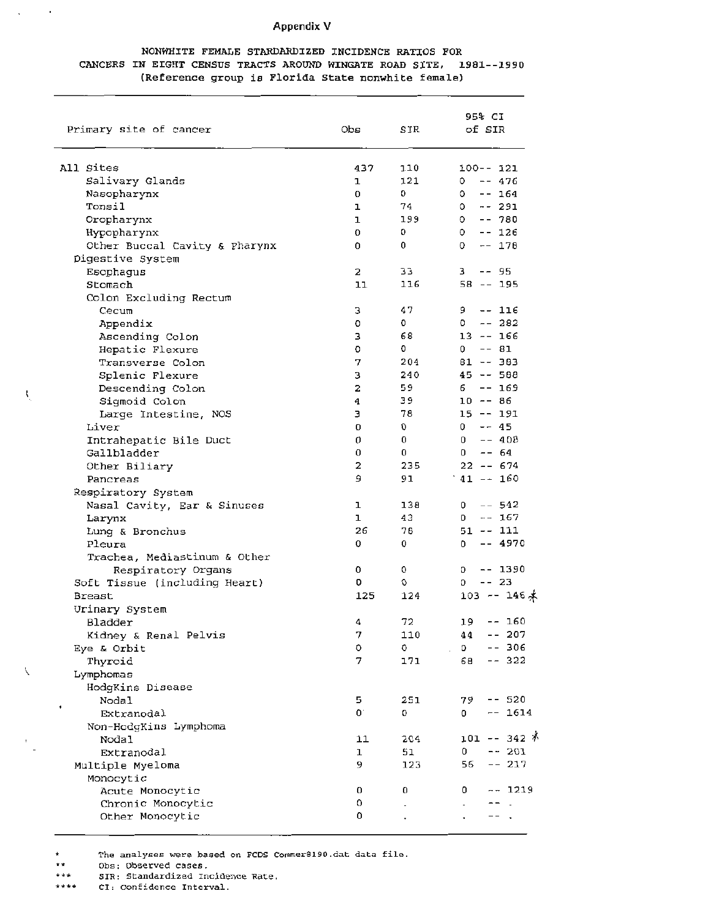## Appendix V

NONWHITE FEMALE STANDARDIZED INCIDENCE RATIOS FOR CANCERS IN EIGHT CENSUS TRACTS AROUND WINGATE ROAD SITE, 1981--1990
(Reference group is Florida State nonwhite female)

| Primary site of cancer | Obs | SIR | 95% CI of SIR |
|---|---|---|---|
| All Sites | 437 | 110 | 100-- 121 |
| Salivary Glands | 1 | 121 | 0 -- 476 |
| Nasopharynx | 0 | 0 | 0 -- 164 |
| Tonsil | 1 | 74 | 0 -- 291 |
| Oropharynx | 1 | 199 | 0 -- 780 |
| Hypopharynx | 0 | 0 | 0 -- 126 |
| Other Buccal Cavity & Pharynx | 0 | 0 | 0 -- 178 |
| Digestive System | | | |
| Esophagus | 2 | 33 | 3 -- 95 |
| Stomach | 11 | 116 | 58 -- 195 |
| Colon Excluding Rectum | | | |
| Cecum | 3 | 47 | 9 -- 116 |
| Appendix | 0 | 0 | 0 -- 282 |
| Ascending Colon | 3 | 68 | 13 -- 166 |
| Hepatic Flexure | 0 | 0 | 0 -- 81 |
| Transverse Colon | 7 | 204 | 81 -- 383 |
| Splenic Flexure | 3 | 240 | 45 -- 588 |
| Descending Colon | 2 | 59 | 6 -- 169 |
| Sigmoid Colon | 4 | 39 | 10 -- 86 |
| Large Intestine, NOS | 3 | 78 | 15 -- 191 |
| Liver | 0 | 0 | 0 -- 45 |
| Intrahepatic Bile Duct | 0 | 0 | 0 -- 408 |
| Gallbladder | 0 | 0 | 0 -- 64 |
| Other Biliary | 2 | 235 | 22 -- 674 |
| Pancreas | 9 | 91 | 41 -- 160 |
| Respiratory System | | | |
| Nasal Cavity, Ear & Sinuses | 1 | 138 | 0 -- 542 |
| Larynx | 1 | 43 | 0 -- 167 |
| Lung & Bronchus | 26 | 78 | 51 -- 111 |
| Pleura | 0 | 0 | 0 -- 4970 |
| Trachea, Mediastinum & Other Respiratory Organs | 0 | 0 | 0 -- 1390 |
| Soft Tissue (including Heart) | 0 | 0 | 0 -- 23 |
| Breast | 125 | 124 | 103 -- 146 * |
| Urinary System | | | |
| Bladder | 4 | 72 | 19 -- 160 |
| Kidney & Renal Pelvis | 7 | 110 | 44 -- 207 |
| Eye & Orbit | 0 | 0 | 0 -- 306 |
| Thyroid | 7 | 171 | 68 -- 322 |
| Lymphomas | | | |
| HodgKins Disease | | | |
| Nodal | 5 | 251 | 79 -- 520 |
| Extranodal | 0 | 0 | 0 -- 1614 |
| Non-HodgKins Lymphoma | | | |
| Nodal | 11 | 204 | 101 -- 342 * |
| Extranodal | 1 | 51 | 0 -- 201 |
| Multiple Myeloma | 9 | 123 | 56 -- 217 |
| Monocytic | | | |
| Acute Monocytic | 0 | 0 | 0 -- 1219 |
| Chronic Monocytic | 0 | . | . -- . |
| Other Monocytic | 0 | . | . -- . |

\* The analyses were based on FCDS Commer8190.dat data file.
\*\* Obs: Observed cases.
\*\*\* SIR: Standardized Incidence Rate.
\*\*\*\* CI: Confidence Interval.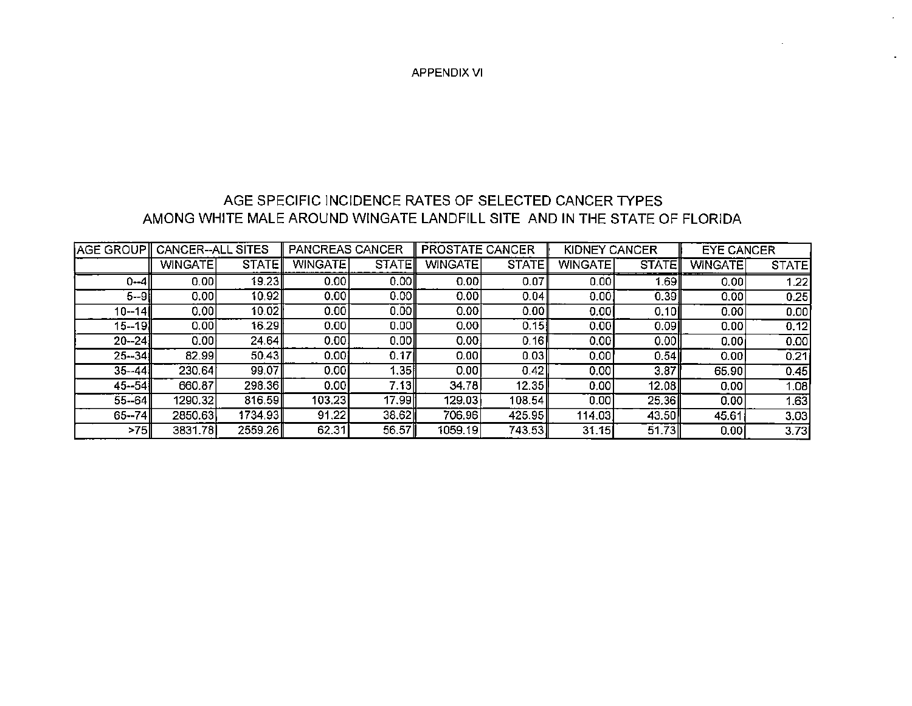APPENDIX VI

## AGE SPECIFIC INCIDENCE RATES OF SELECTED CANCER TYPES AMONG WHITE MALE AROUND WINGATE LANDFILL SITE AND IN THE STATE OF FLORIDA

| AGE GROUP | CANCER--ALL SITES | | PANCREAS CANCER | | PROSTATE CANCER | | KIDNEY CANCER | | EYE CANCER | |
|---|---|---|---|---|---|---|---|---|---|---|
| | WINGATE | STATE | WINGATE | STATE | WINGATE | STATE | WINGATE | STATE | WINGATE | STATE |
| 0--4 | 0.00 | 19.23 | 0.00 | 0.00 | 0.00 | 0.07 | 0.00 | 1.69 | 0.00 | 1.22 |
| 5--9 | 0.00 | 10.92 | 0.00 | 0.00 | 0.00 | 0.04 | 0.00 | 0.39 | 0.00 | 0.25 |
| 10--14 | 0.00 | 10.02 | 0.00 | 0.00 | 0.00 | 0.00 | 0.00 | 0.10 | 0.00 | 0.00 |
| 15--19 | 0.00 | 16.29 | 0.00 | 0.00 | 0.00 | 0.15 | 0.00 | 0.09 | 0.00 | 0.12 |
| 20--24 | 0.00 | 24.64 | 0.00 | 0.00 | 0.00 | 0.16 | 0.00 | 0.00 | 0.00 | 0.00 |
| 25--34 | 82.99 | 50.43 | 0.00 | 0.17 | 0.00 | 0.03 | 0.00 | 0.54 | 0.00 | 0.21 |
| 35--44 | 230.64 | 99.07 | 0.00 | 1.35 | 0.00 | 0.42 | 0.00 | 3.87 | 65.90 | 0.45 |
| 45--54 | 660.87 | 298.36 | 0.00 | 7.13 | 34.78 | 12.35 | 0.00 | 12.08 | 0.00 | 1.08 |
| 55--64 | 1290.32 | 816.59 | 103.23 | 17.99 | 129.03 | 108.54 | 0.00 | 25.36 | 0.00 | 1.63 |
| 65--74 | 2850.63 | 1734.93 | 91.22 | 38.62 | 706.96 | 425.95 | 114.03 | 43.50 | 45.61 | 3.03 |
| >75 | 3831.78 | 2559.26 | 62.31 | 56.57 | 1059.19 | 743.53 | 31.15 | 51.73 | 0.00 | 3.73 |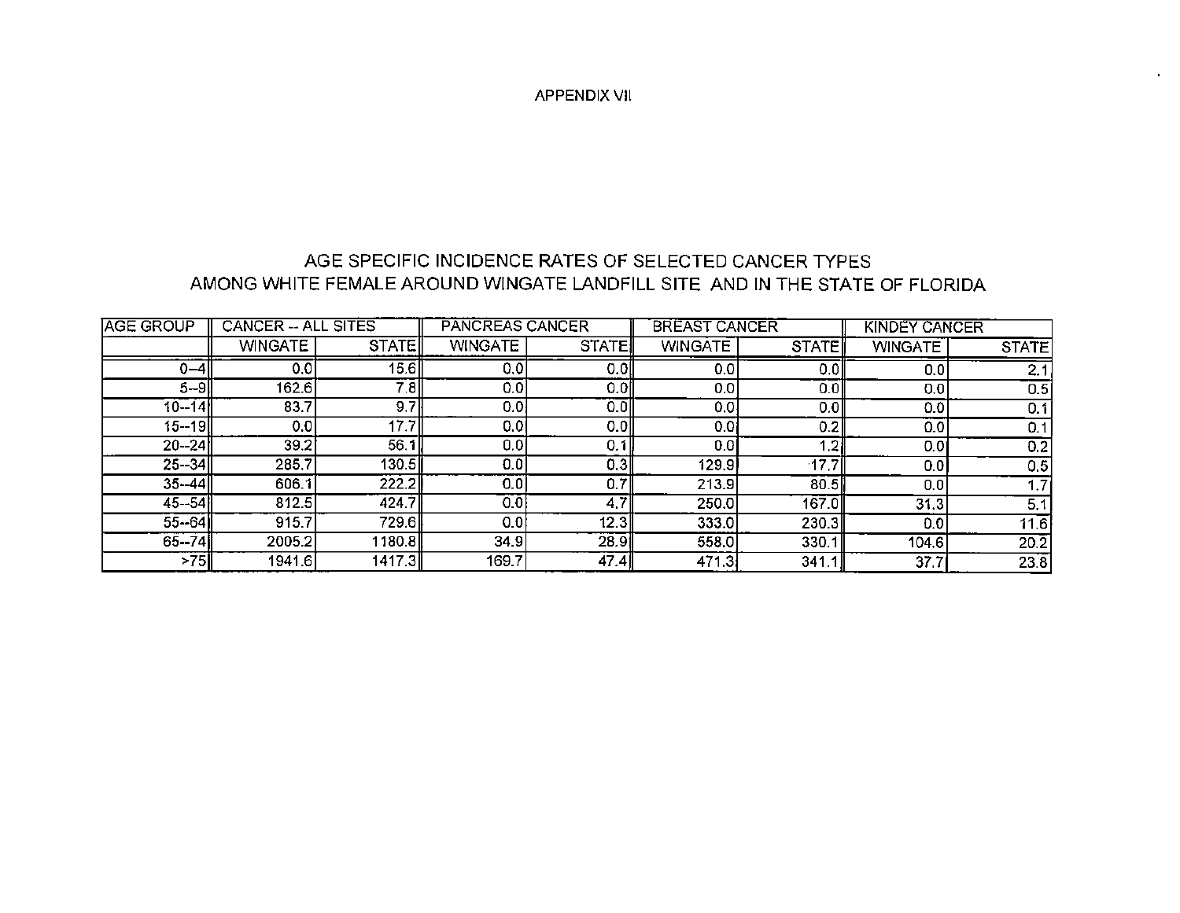APPENDIX VII

## AGE SPECIFIC INCIDENCE RATES OF SELECTED CANCER TYPES AMONG WHITE FEMALE AROUND WINGATE LANDFILL SITE AND IN THE STATE OF FLORIDA

| AGE GROUP | CANCER -- ALL SITES | | PANCREAS CANCER | | BREAST CANCER | | KINDEY CANCER | |
|---|---|---|---|---|---|---|---|---|
| | WINGATE | STATE | WINGATE | STATE | WINGATE | STATE | WINGATE | STATE |
| 0--4 | 0.0 | 15.6 | 0.0 | 0.0 | 0.0 | 0.0 | 0.0 | 2.1 |
| 5--9 | 162.6 | 7.8 | 0.0 | 0.0 | 0.0 | 0.0 | 0.0 | 0.5 |
| 10--14 | 83.7 | 9.7 | 0.0 | 0.0 | 0.0 | 0.0 | 0.0 | 0.1 |
| 15--19 | 0.0 | 17.7 | 0.0 | 0.0 | 0.0 | 0.2 | 0.0 | 0.1 |
| 20--24 | 39.2 | 56.1 | 0.0 | 0.1 | 0.0 | 1.2 | 0.0 | 0.2 |
| 25--34 | 285.7 | 130.5 | 0.0 | 0.3 | 129.9 | 17.7 | 0.0 | 0.5 |
| 35--44 | 606.1 | 222.2 | 0.0 | 0.7 | 213.9 | 80.5 | 0.0 | 1.7 |
| 45--54 | 812.5 | 424.7 | 0.0 | 4.7 | 250.0 | 167.0 | 31.3 | 5.1 |
| 55--64 | 915.7 | 729.6 | 0.0 | 12.3 | 333.0 | 230.3 | 0.0 | 11.6 |
| 65--74 | 2005.2 | 1180.8 | 34.9 | 28.9 | 558.0 | 330.1 | 104.6 | 20.2 |
| >75 | 1941.6 | 1417.3 | 169.7 | 47.4 | 471.3 | 341.1 | 37.7 | 23.8 |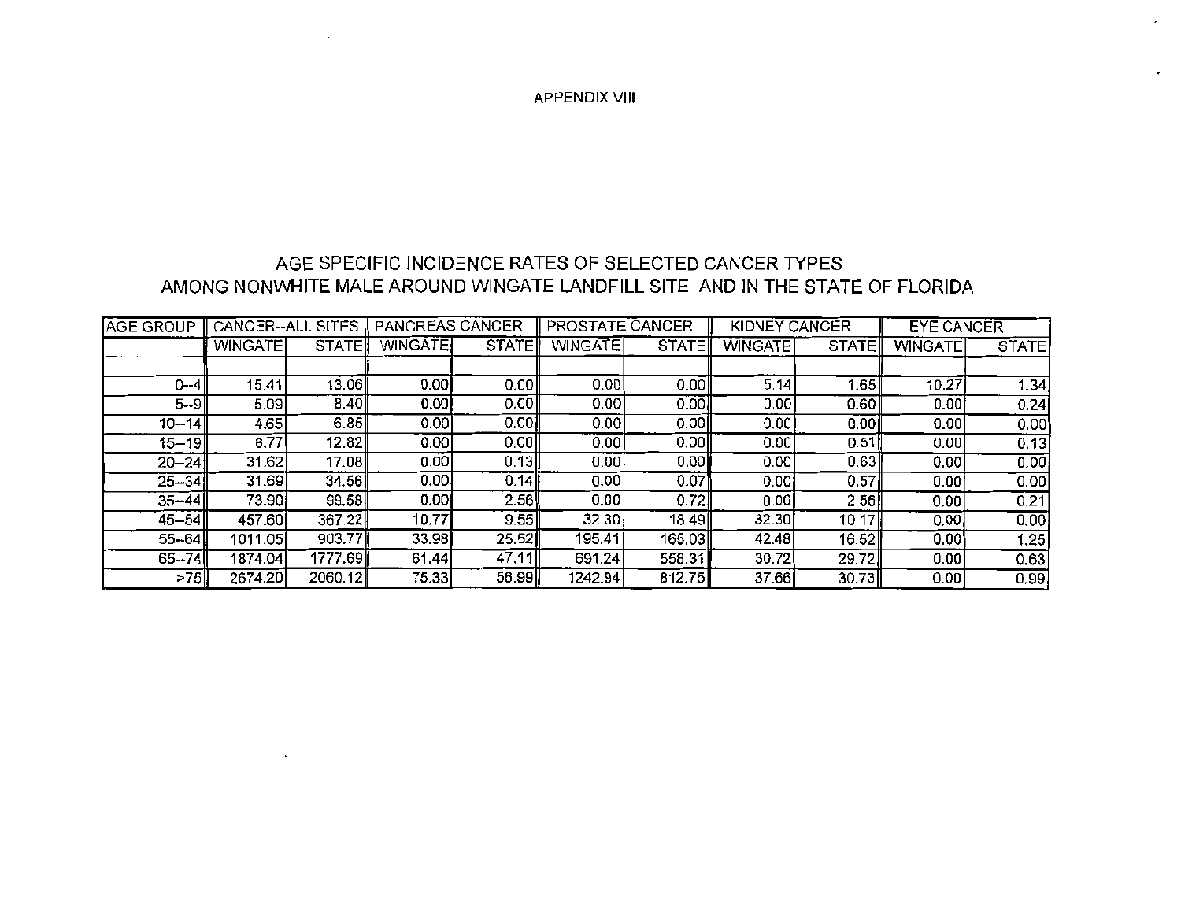APPENDIX VIII

## AGE SPECIFIC INCIDENCE RATES OF SELECTED CANCER TYPES AMONG NONWHITE MALE AROUND WINGATE LANDFILL SITE AND IN THE STATE OF FLORIDA

| AGE GROUP | CANCER--ALL SITES | | PANCREAS CANCER | | PROSTATE CANCER | | KIDNEY CANCER | | EYE CANCER | |
|---|---|---|---|---|---|---|---|---|---|---|
| | WINGATE | STATE | WINGATE | STATE | WINGATE | STATE | WINGATE | STATE | WINGATE | STATE |
| 0--4 | 15.41 | 13.06 | 0.00 | 0.00 | 0.00 | 0.00 | 5.14 | 1.65 | 10.27 | 1.34 |
| 5--9 | 5.09 | 8.40 | 0.00 | 0.00 | 0.00 | 0.00 | 0.00 | 0.60 | 0.00 | 0.24 |
| 10--14 | 4.65 | 6.85 | 0.00 | 0.00 | 0.00 | 0.00 | 0.00 | 0.00 | 0.00 | 0.00 |
| 15--19 | 8.77 | 12.82 | 0.00 | 0.00 | 0.00 | 0.00 | 0.00 | 0.51 | 0.00 | 0.13 |
| 20--24 | 31.62 | 17.08 | 0.00 | 0.13 | 0.00 | 0.00 | 0.00 | 0.63 | 0.00 | 0.00 |
| 25--34 | 31.69 | 34.56 | 0.00 | 0.14 | 0.00 | 0.07 | 0.00 | 0.57 | 0.00 | 0.00 |
| 35--44 | 73.90 | 99.58 | 0.00 | 2.56 | 0.00 | 0.72 | 0.00 | 2.56 | 0.00 | 0.21 |
| 45--54 | 457.60 | 367.22 | 10.77 | 9.55 | 32.30 | 18.49 | 32.30 | 10.17 | 0.00 | 0.00 |
| 55--64 | 1011.05 | 903.77 | 33.98 | 25.52 | 195.41 | 165.03 | 42.48 | 16.52 | 0.00 | 1.25 |
| 65--74 | 1874.04 | 1777.69 | 61.44 | 47.11 | 691.24 | 558.31 | 30.72 | 29.72 | 0.00 | 0.63 |
| >75 | 2674.20 | 2060.12 | 75.33 | 56.99 | 1242.94 | 812.75 | 37.66 | 30.73 | 0.00 | 0.99 |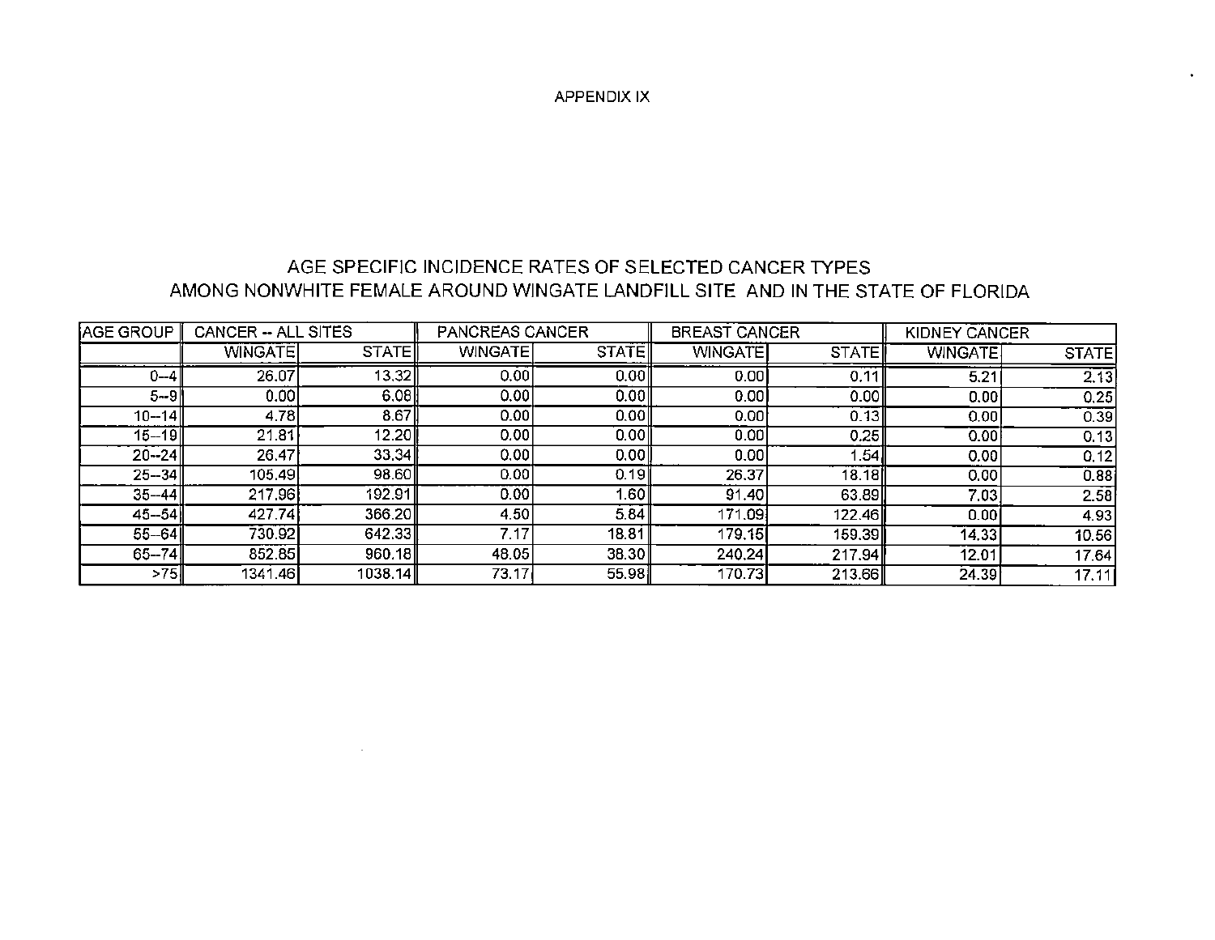APPENDIX IX

## AGE SPECIFIC INCIDENCE RATES OF SELECTED CANCER TYPES AMONG NONWHITE FEMALE AROUND WINGATE LANDFILL SITE AND IN THE STATE OF FLORIDA

| AGE GROUP | CANCER -- ALL SITES | | PANCREAS CANCER | | BREAST CANCER | | KIDNEY CANCER | |
|---|---|---|---|---|---|---|---|---|
| | WINGATE | STATE | WINGATE | STATE | WINGATE | STATE | WINGATE | STATE |
| 0--4 | 26.07 | 13.32 | 0.00 | 0.00 | 0.00 | 0.11 | 5.21 | 2.13 |
| 5--9 | 0.00 | 6.08 | 0.00 | 0.00 | 0.00 | 0.00 | 0.00 | 0.25 |
| 10--14 | 4.78 | 8.67 | 0.00 | 0.00 | 0.00 | 0.13 | 0.00 | 0.39 |
| 15--19 | 21.81 | 12.20 | 0.00 | 0.00 | 0.00 | 0.25 | 0.00 | 0.13 |
| 20--24 | 26.47 | 33.34 | 0.00 | 0.00 | 0.00 | 1.54 | 0.00 | 0.12 |
| 25--34 | 105.49 | 98.60 | 0.00 | 0.19 | 26.37 | 18.18 | 0.00 | 0.88 |
| 35--44 | 217.96 | 192.91 | 0.00 | 1.60 | 91.40 | 63.89 | 7.03 | 2.58 |
| 45--54 | 427.74 | 366.20 | 4.50 | 5.84 | 171.09 | 122.46 | 0.00 | 4.93 |
| 55--64 | 730.92 | 642.33 | 7.17 | 18.81 | 179.15 | 159.39 | 14.33 | 10.56 |
| 65--74 | 852.85 | 960.18 | 48.05 | 38.30 | 240.24 | 217.94 | 12.01 | 17.64 |
| >75 | 1341.46 | 1038.14 | 73.17 | 55.98 | 170.73 | 213.66 | 24.39 | 17.11 |